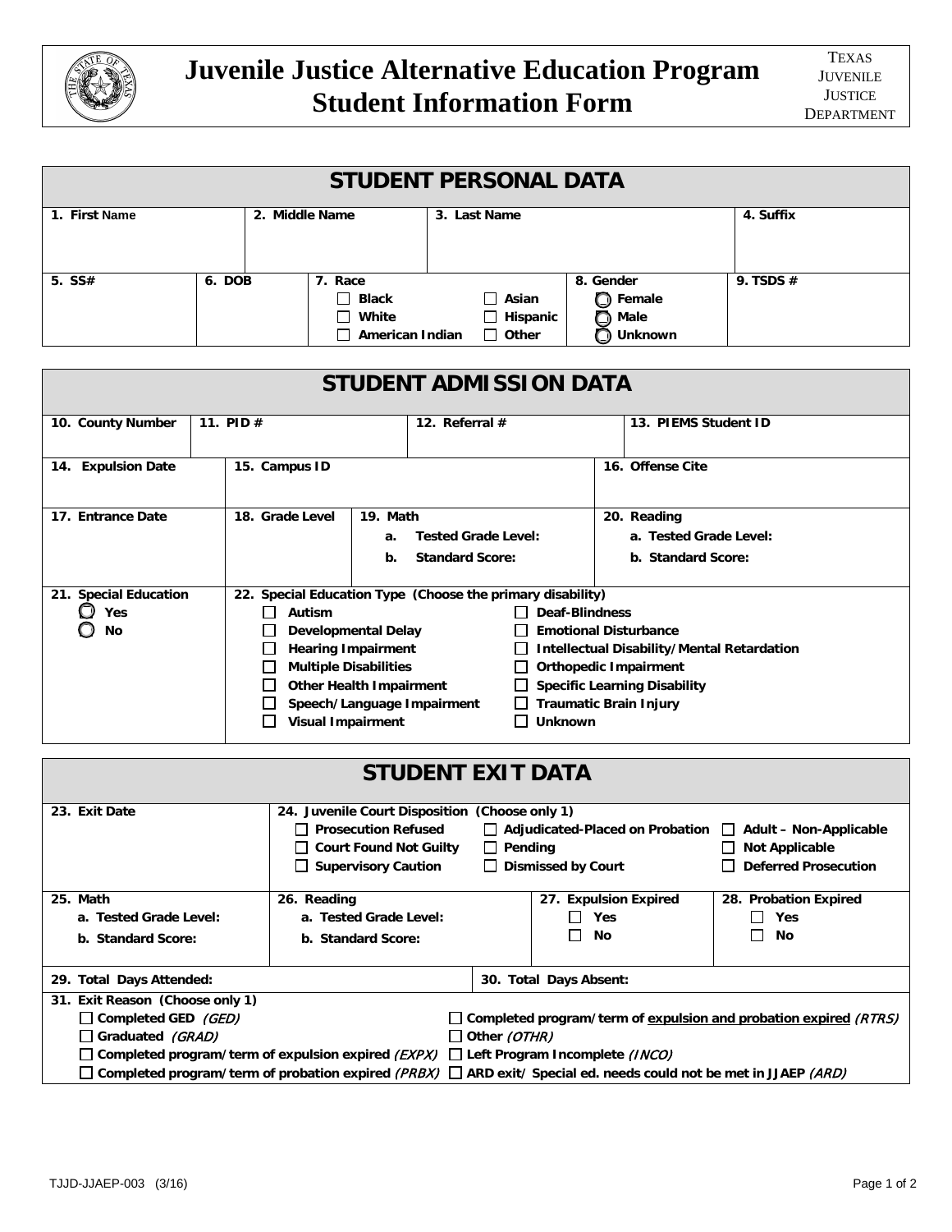# Juvenile Justice Alternative Education Program Student Information Form

TEXAS JUVENILE JUSTICE DEPARTMENT

## STUDENT PERSONAL DATA

| 1. First Name | 2. Middle Name | 3. Last Name | 4. Suffix |
|---|---|---|---|
| | | | |

| 5. SS# | 6. DOB | 7. Race | 8. Gender | 9. TSDS # |
|---|---|---|---|---|
| | | ☐ Black ☐ Asian ☐ White ☐ Hispanic ☐ American Indian ☐ Other | ◯ Female ◯ Male ◯ Unknown | |

## STUDENT ADMISSION DATA

| 10. County Number | 11. PID # | 12. Referral # | 13. PIEMS Student ID |
|---|---|---|---|
| | | | |

| 14. Expulsion Date | 15. Campus ID | 16. Offense Cite |
|---|---|---|
| | | |

| 17. Entrance Date | 18. Grade Level | 19. Math | 20. Reading |
|---|---|---|---|
| | | a. Tested Grade Level:<br>b. Standard Score: | a. Tested Grade Level:<br>b. Standard Score: |

**21. Special Education**
- ◯ Yes
- ◯ No

**22. Special Education Type (Choose the primary disability)**
- ☐ Autism
- ☐ Deaf-Blindness
- ☐ Developmental Delay
- ☐ Emotional Disturbance
- ☐ Hearing Impairment
- ☐ Intellectual Disability/Mental Retardation
- ☐ Multiple Disabilities
- ☐ Orthopedic Impairment
- ☐ Other Health Impairment
- ☐ Specific Learning Disability
- ☐ Speech/Language Impairment
- ☐ Traumatic Brain Injury
- ☐ Visual Impairment
- ☐ Unknown

## STUDENT EXIT DATA

**23. Exit Date**

**24. Juvenile Court Disposition (Choose only 1)**
- ☐ Prosecution Refused
- ☐ Adjudicated-Placed on Probation
- ☐ Adult – Non-Applicable
- ☐ Court Found Not Guilty
- ☐ Pending
- ☐ Not Applicable
- ☐ Supervisory Caution
- ☐ Dismissed by Court
- ☐ Deferred Prosecution

| 25. Math | 26. Reading | 27. Expulsion Expired | 28. Probation Expired |
|---|---|---|---|
| a. Tested Grade Level:<br>b. Standard Score: | a. Tested Grade Level:<br>b. Standard Score: | ☐ Yes<br>☐ No | ☐ Yes<br>☐ No |

| 29. Total Days Attended: | 30. Total Days Absent: |
|---|---|
| | |

**31. Exit Reason (Choose only 1)**
- ☐ Completed GED *(GED)*
- ☐ Completed program/term of <u>expulsion and probation expired</u> *(RTRS)*
- ☐ Graduated *(GRAD)*
- ☐ Other *(OTHR)*
- ☐ Completed program/term of expulsion expired *(EXPX)*
- ☐ Left Program Incomplete *(INCO)*
- ☐ Completed program/term of probation expired *(PRBX)*
- ☐ ARD exit/ Special ed. needs could not be met in JJAEP *(ARD)*

TJJD-JJAEP-003 (3/16)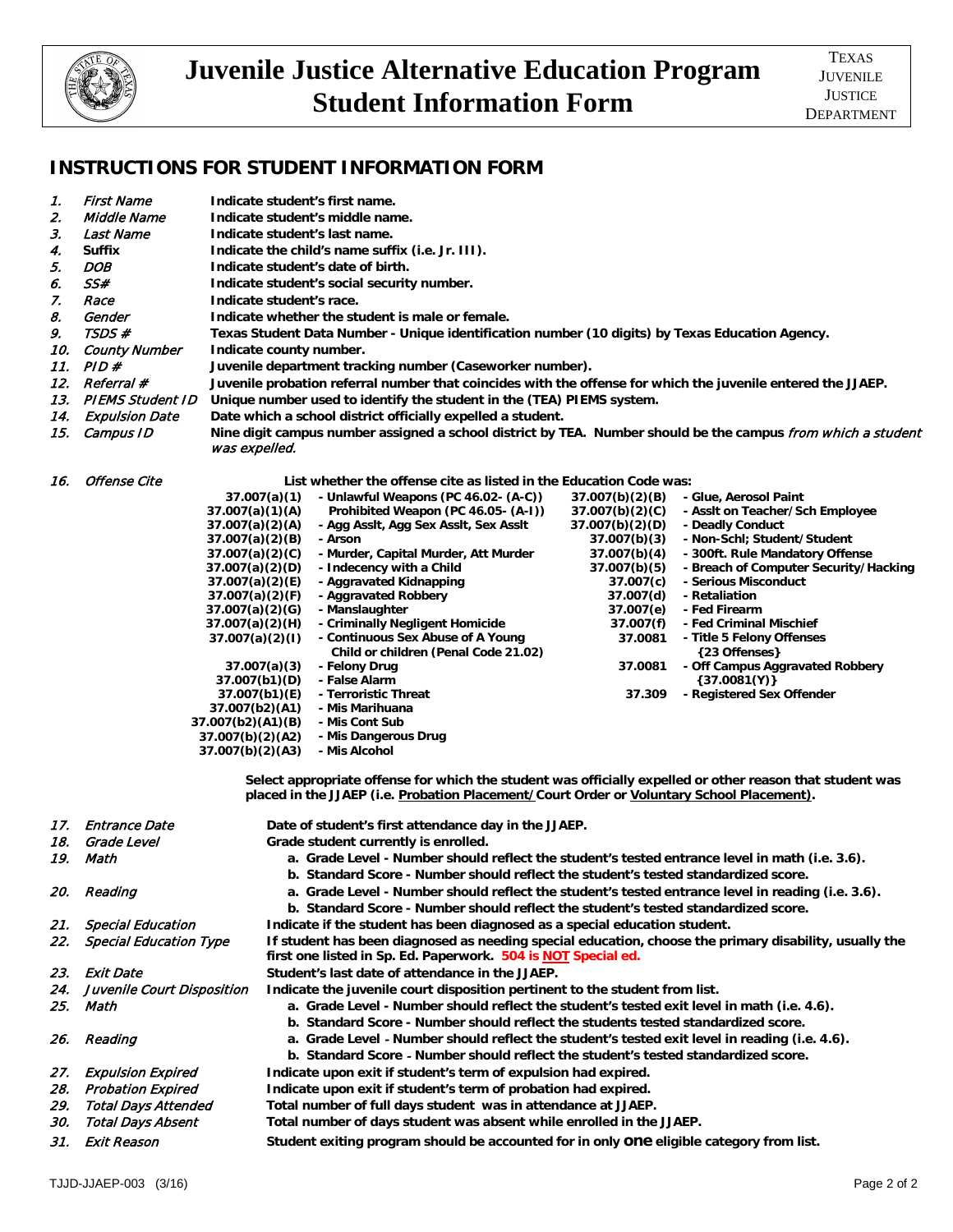# Juvenile Justice Alternative Education Program Student Information Form

TEXAS JUVENILE JUSTICE DEPARTMENT

## INSTRUCTIONS FOR STUDENT INFORMATION FORM

1. *First Name* — **Indicate student's first name.**
2. *Middle Name* — **Indicate student's middle name.**
3. *Last Name* — **Indicate student's last name.**
4. **Suffix** — **Indicate the child's name suffix (i.e. Jr. III).**
5. *DOB* — **Indicate student's date of birth.**
6. *SS#* — **Indicate student's social security number.**
7. *Race* — **Indicate student's race.**
8. *Gender* — **Indicate whether the student is male or female.**
9. *TSDS #* — **Texas Student Data Number - Unique identification number (10 digits) by Texas Education Agency.**
10. *County Number* — **Indicate county number.**
11. *PID #* — **Juvenile department tracking number (Caseworker number).**
12. *Referral #* — **Juvenile probation referral number that coincides with the offense for which the juvenile entered the JJAEP.**
13. *PIEMS Student ID* — **Unique number used to identify the student in the (TEA) PIEMS system.**
14. *Expulsion Date* — **Date which a school district officially expelled a student.**
15. *Campus ID* — **Nine digit campus number assigned a school district by TEA. Number should be the campus** *from which a student was expelled.*
16. *Offense Cite* — **List whether the offense cite as listed in the Education Code was:**

| | | | |
|---|---|---|---|
| 37.007(a)(1) | - Unlawful Weapons (PC 46.02- (A-C)) | 37.007(b)(2)(B) | - Glue, Aerosol Paint |
| 37.007(a)(1)(A) | Prohibited Weapon (PC 46.05- (A-I)) | 37.007(b)(2)(C) | - Asslt on Teacher/Sch Employee |
| 37.007(a)(2)(A) | - Agg Asslt, Agg Sex Asslt, Sex Asslt | 37.007(b)(2)(D) | - Deadly Conduct |
| 37.007(a)(2)(B) | - Arson | 37.007(b)(3) | - Non-Schl; Student/Student |
| 37.007(a)(2)(C) | - Murder, Capital Murder, Att Murder | 37.007(b)(4) | - 300ft. Rule Mandatory Offense |
| 37.007(a)(2)(D) | - Indecency with a Child | 37.007(b)(5) | - Breach of Computer Security/Hacking |
| 37.007(a)(2)(E) | - Aggravated Kidnapping | 37.007(c) | - Serious Misconduct |
| 37.007(a)(2)(F) | - Aggravated Robbery | 37.007(d) | - Retaliation |
| 37.007(a)(2)(G) | - Manslaughter | 37.007(e) | - Fed Firearm |
| 37.007(a)(2)(H) | - Criminally Negligent Homicide | 37.007(f) | - Fed Criminal Mischief |
| 37.007(a)(2)(I) | - Continuous Sex Abuse of A Young Child or children (Penal Code 21.02) | 37.0081 | - Title 5 Felony Offenses {23 Offenses} |
| 37.007(a)(3) | - Felony Drug | 37.0081 | - Off Campus Aggravated Robbery {37.0081(Y)} |
| 37.007(b1)(D) | - False Alarm | | |
| 37.007(b1)(E) | - Terroristic Threat | 37.309 | - Registered Sex Offender |
| 37.007(b2)(A1) | - Mis Marihuana | | |
| 37.007(b2)(A1)(B) | - Mis Cont Sub | | |
| 37.007(b)(2)(A2) | - Mis Dangerous Drug | | |
| 37.007(b)(2)(A3) | - Mis Alcohol | | |

**Select appropriate offense for which the student was officially expelled or other reason that student was placed in the JJAEP (i.e. Probation Placement/Court Order or Voluntary School Placement).**

17. *Entrance Date* — **Date of student's first attendance day in the JJAEP.**
18. *Grade Level* — **Grade student currently is enrolled.**
19. *Math*
    - **a. Grade Level - Number should reflect the student's tested entrance level in math (i.e. 3.6).**
    - **b. Standard Score - Number should reflect the student's tested standardized score.**
20. *Reading*
    - **a. Grade Level - Number should reflect the student's tested entrance level in reading (i.e. 3.6).**
    - **b. Standard Score - Number should reflect the student's tested standardized score.**
21. *Special Education* — **Indicate if the student has been diagnosed as a special education student.**
22. *Special Education Type* — **If student has been diagnosed as needing special education, choose the primary disability, usually the first one listed in Sp. Ed. Paperwork. 504 is NOT Special ed.**
23. *Exit Date* — **Student's last date of attendance in the JJAEP.**
24. *Juvenile Court Disposition* — **Indicate the juvenile court disposition pertinent to the student from list.**
25. *Math*
    - **a. Grade Level - Number should reflect the student's tested exit level in math (i.e. 4.6).**
    - **b. Standard Score - Number should reflect the students tested standardized score.**
26. *Reading*
    - **a. Grade Level - Number should reflect the student's tested exit level in reading (i.e. 4.6).**
    - **b. Standard Score - Number should reflect the student's tested standardized score.**
27. *Expulsion Expired* — **Indicate upon exit if student's term of expulsion had expired.**
28. *Probation Expired* — **Indicate upon exit if student's term of probation had expired.**
29. *Total Days Attended* — **Total number of full days student was in attendance at JJAEP.**
30. *Total Days Absent* — **Total number of days student was absent while enrolled in the JJAEP.**
31. *Exit Reason* — **Student exiting program should be accounted for in only one eligible category from list.**

TJJD-JJAEP-003 (3/16)